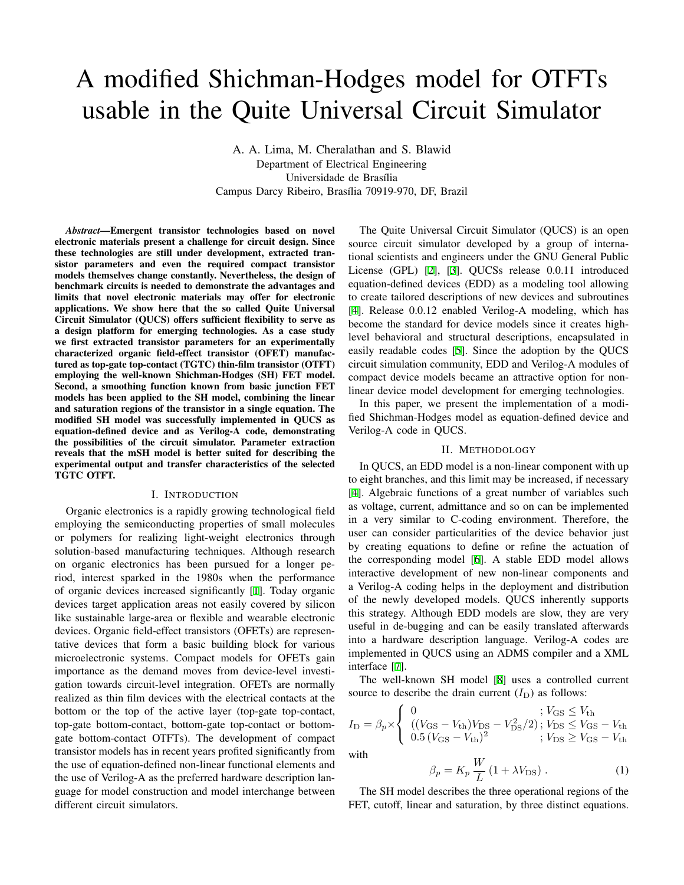# A modified Shichman-Hodges model for OTFTs usable in the Quite Universal Circuit Simulator

A. A. Lima, M. Cheralathan and S. Blawid
Department of Electrical Engineering
Universidade de Brasília
Campus Darcy Ribeiro, Brasília 70919-970, DF, Brazil

***Abstract*—Emergent transistor technologies based on novel electronic materials present a challenge for circuit design. Since these technologies are still under development, extracted transistor parameters and even the required compact transistor models themselves change constantly. Nevertheless, the design of benchmark circuits is needed to demonstrate the advantages and limits that novel electronic materials may offer for electronic applications. We show here that the so called Quite Universal Circuit Simulator (QUCS) offers sufficient flexibility to serve as a design platform for emerging technologies. As a case study we first extracted transistor parameters for an experimentally characterized organic field-effect transistor (OFET) manufactured as top-gate top-contact (TGTC) thin-film transistor (OTFT) employing the well-known Shichman-Hodges (SH) FET model. Second, a smoothing function known from basic junction FET models has been applied to the SH model, combining the linear and saturation regions of the transistor in a single equation. The modified SH model was successfully implemented in QUCS as equation-defined device and as Verilog-A code, demonstrating the possibilities of the circuit simulator. Parameter extraction reveals that the mSH model is better suited for describing the experimental output and transfer characteristics of the selected TGTC OTFT.**

## I. Introduction

Organic electronics is a rapidly growing technological field employing the semiconducting properties of small molecules or polymers for realizing light-weight electronics through solution-based manufacturing techniques. Although research on organic electronics has been pursued for a longer period, interest sparked in the 1980s when the performance of organic devices increased significantly [1]. Today organic devices target application areas not easily covered by silicon like sustainable large-area or flexible and wearable electronic devices. Organic field-effect transistors (OFETs) are representative devices that form a basic building block for various microelectronic systems. Compact models for OFETs gain importance as the demand moves from device-level investigation towards circuit-level integration. OFETs are normally realized as thin film devices with the electrical contacts at the bottom or the top of the active layer (top-gate top-contact, top-gate bottom-contact, bottom-gate top-contact or bottom-gate bottom-contact OTFTs). The development of compact transistor models has in recent years profited significantly from the use of equation-defined non-linear functional elements and the use of Verilog-A as the preferred hardware description language for model construction and model interchange between different circuit simulators.

The Quite Universal Circuit Simulator (QUCS) is an open source circuit simulator developed by a group of international scientists and engineers under the GNU General Public License (GPL) [2], [3]. QUCSs release 0.0.11 introduced equation-defined devices (EDD) as a modeling tool allowing to create tailored descriptions of new devices and subroutines [4]. Release 0.0.12 enabled Verilog-A modeling, which has become the standard for device models since it creates high-level behavioral and structural descriptions, encapsulated in easily readable codes [5]. Since the adoption by the QUCS circuit simulation community, EDD and Verilog-A modules of compact device models became an attractive option for non-linear device model development for emerging technologies.

In this paper, we present the implementation of a modified Shichman-Hodges model as equation-defined device and Verilog-A code in QUCS.

## II. Methodology

In QUCS, an EDD model is a non-linear component with up to eight branches, and this limit may be increased, if necessary [4]. Algebraic functions of a great number of variables such as voltage, current, admittance and so on can be implemented in a very similar to C-coding environment. Therefore, the user can consider particularities of the device behavior just by creating equations to define or refine the actuation of the corresponding model [6]. A stable EDD model allows interactive development of new non-linear components and a Verilog-A coding helps in the deployment and distribution of the newly developed models. QUCS inherently supports this strategy. Although EDD models are slow, they are very useful in de-bugging and can be easily translated afterwards into a hardware description language. Verilog-A codes are implemented in QUCS using an ADMS compiler and a XML interface [7].

The well-known SH model [8] uses a controlled current source to describe the drain current ($I_{\mathrm{D}}$) as follows:

$$I_{\mathrm{D}} = \beta_p \times \begin{cases} 0 & ; V_{\mathrm{GS}} \leq V_{\mathrm{th}} \\ ((V_{\mathrm{GS}} - V_{\mathrm{th}})V_{\mathrm{DS}} - V_{\mathrm{DS}}^2/2) & ; V_{\mathrm{DS}} \leq V_{\mathrm{GS}} - V_{\mathrm{th}} \\ 0.5\,(V_{\mathrm{GS}} - V_{\mathrm{th}})^2 & ; V_{\mathrm{DS}} \geq V_{\mathrm{GS}} - V_{\mathrm{th}} \end{cases}$$

with

$$\beta_p = K_p \, \frac{W}{L} \, (1 + \lambda V_{\mathrm{DS}}) \, . \tag{1}$$

The SH model describes the three operational regions of the FET, cutoff, linear and saturation, by three distinct equations.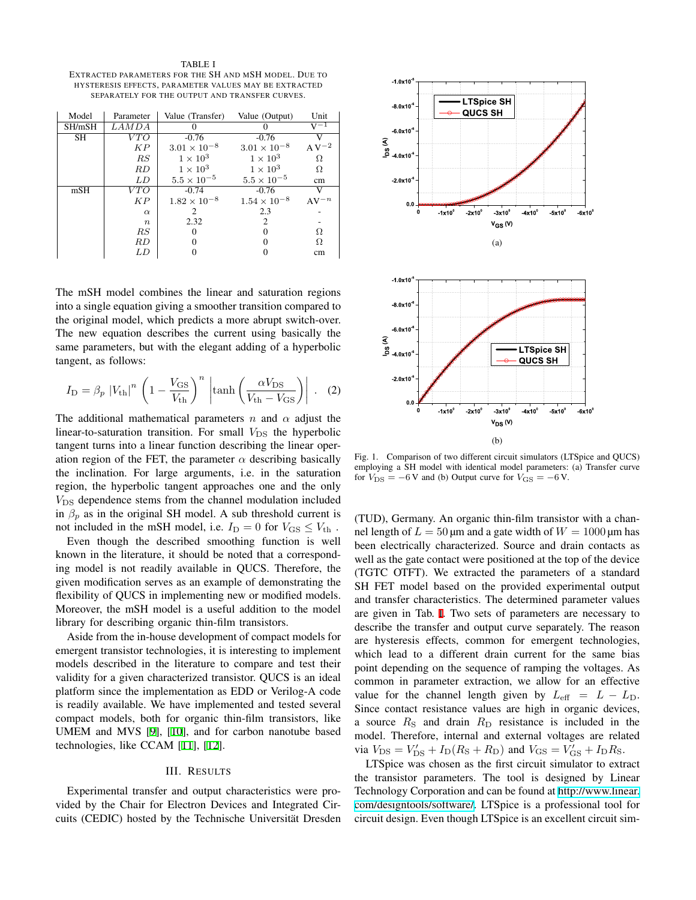TABLE I

EXTRACTED PARAMETERS FOR THE SH AND MSH MODEL. DUE TO HYSTERESIS EFFECTS, PARAMETER VALUES MAY BE EXTRACTED SEPARATELY FOR THE OUTPUT AND TRANSFER CURVES.

| Model | Parameter | Value (Transfer) | Value (Output) | Unit |
|---|---|---|---|---|
| SH/mSH | $LAMDA$ | 0 | 0 | $\mathrm{V}^{-1}$ |
| SH | $VTO$ | -0.76 | -0.76 | V |
| | $KP$ | $3.01\times10^{-8}$ | $3.01\times10^{-8}$ | $\mathrm{A\,V}^{-2}$ |
| | $RS$ | $1\times10^{3}$ | $1\times10^{3}$ | $\Omega$ |
| | $RD$ | $1\times10^{3}$ | $1\times10^{3}$ | $\Omega$ |
| | $LD$ | $5.5\times10^{-5}$ | $5.5\times10^{-5}$ | cm |
| mSH | $VTO$ | -0.74 | -0.76 | V |
| | $KP$ | $1.82\times10^{-8}$ | $1.54\times10^{-8}$ | $\mathrm{AV}^{-n}$ |
| | $\alpha$ | 2 | 2.3 | - |
| | $n$ | 2.32 | 2 | - |
| | $RS$ | 0 | 0 | $\Omega$ |
| | $RD$ | 0 | 0 | $\Omega$ |
| | $LD$ | 0 | 0 | cm |

The mSH model combines the linear and saturation regions into a single equation giving a smoother transition compared to the original model, which predicts a more abrupt switch-over. The new equation describes the current using basically the same parameters, but with the elegant adding of a hyperbolic tangent, as follows:

$$I_\mathrm{D} = \beta_p \left|V_\mathrm{th}\right|^n \left(1 - \frac{V_\mathrm{GS}}{V_\mathrm{th}}\right)^n \left|\tanh\left(\frac{\alpha V_\mathrm{DS}}{V_\mathrm{th} - V_\mathrm{GS}}\right)\right| . \quad (2)$$

The additional mathematical parameters $n$ and $\alpha$ adjust the linear-to-saturation transition. For small $V_\mathrm{DS}$ the hyperbolic tangent turns into a linear function describing the linear operation region of the FET, the parameter $\alpha$ describing basically the inclination. For large arguments, i.e. in the saturation region, the hyperbolic tangent approaches one and the only $V_\mathrm{DS}$ dependence stems from the channel modulation included in $\beta_p$ as in the original SH model. A sub threshold current is not included in the mSH model, i.e. $I_\mathrm{D} = 0$ for $V_\mathrm{GS} \leq V_\mathrm{th}$ .

Even though the described smoothing function is well known in the literature, it should be noted that a corresponding model is not readily available in QUCS. Therefore, the given modification serves as an example of demonstrating the flexibility of QUCS in implementing new or modified models. Moreover, the mSH model is a useful addition to the model library for describing organic thin-film transistors.

Aside from the in-house development of compact models for emergent transistor technologies, it is interesting to implement models described in the literature to compare and test their validity for a given characterized transistor. QUCS is an ideal platform since the implementation as EDD or Verilog-A code is readily available. We have implemented and tested several compact models, both for organic thin-film transistors, like UMEM and MVS [9], [10], and for carbon nanotube based technologies, like CCAM [11], [12].

## III. RESULTS

Experimental transfer and output characteristics were provided by the Chair for Electron Devices and Integrated Circuits (CEDIC) hosted by the Technische Universität Dresden (TUD), Germany. An organic thin-film transistor with a channel length of $L = 50\,\mu\mathrm{m}$ and a gate width of $W = 1000\,\mu\mathrm{m}$ has been electrically characterized. Source and drain contacts as well as the gate contact were positioned at the top of the device (TGTC OTFT). We extracted the parameters of a standard SH FET model based on the provided experimental output and transfer characteristics. The determined parameter values are given in Tab. I. Two sets of parameters are necessary to describe the transfer and output curve separately. The reason are hysteresis effects, common for emergent technologies, which lead to a different drain current for the same bias point depending on the sequence of ramping the voltages. As common in parameter extraction, we allow for an effective value for the channel length given by $L_\mathrm{eff} = L - L_\mathrm{D}$. Since contact resistance values are high in organic devices, a source $R_\mathrm{S}$ and drain $R_\mathrm{D}$ resistance is included in the model. Therefore, internal and external voltages are related via $V_\mathrm{DS} = V'_\mathrm{DS} + I_\mathrm{D}(R_\mathrm{S} + R_\mathrm{D})$ and $V_\mathrm{GS} = V'_\mathrm{GS} + I_\mathrm{D} R_\mathrm{S}$.

Fig. 1. Comparison of two different circuit simulators (LTSpice and QUCS) employing a SH model with identical model parameters: (a) Transfer curve for $V_\mathrm{DS} = -6\,\mathrm{V}$ and (b) Output curve for $V_\mathrm{GS} = -6\,\mathrm{V}$.

LTSpice was chosen as the first circuit simulator to extract the transistor parameters. The tool is designed by Linear Technology Corporation and can be found at http://www.linear.com/designtools/software/. LTSpice is a professional tool for circuit design. Even though LTSpice is an excellent circuit sim-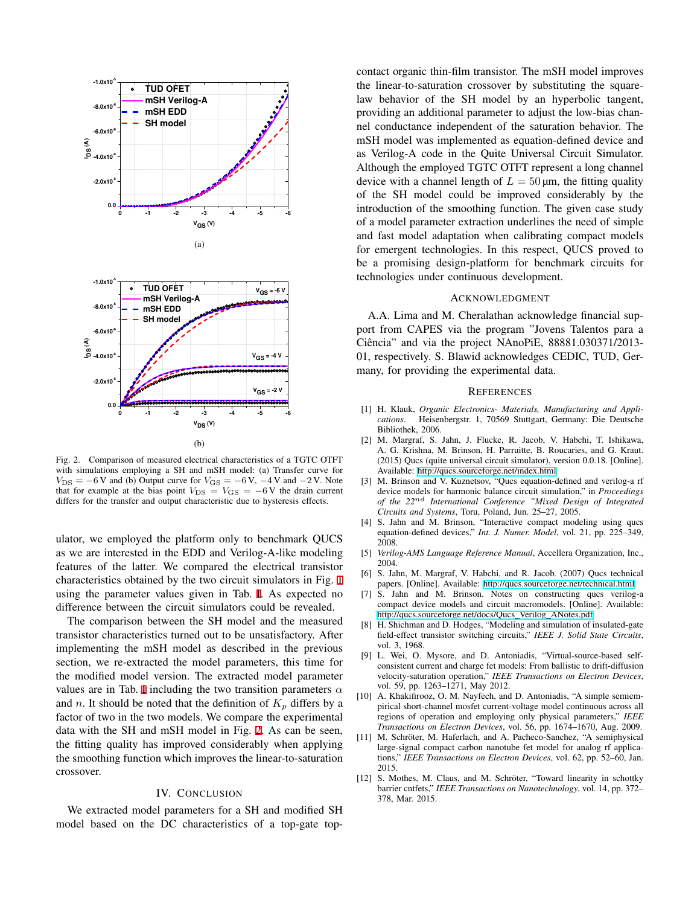TUD OFET
mSH Verilog-A
mSH EDD
SH model

-1.0x10^-5
-8.0x10^-6
-6.0x10^-6
-4.0x10^-6
-2.0x10^-6
0.0

I_DS (A)

0 -1 -2 -3 -4 -5 -6

V_GS (V)

(a)

TUD OFET
mSH Verilog-A
mSH EDD
SH model

V_GS = -6 V
V_GS = -4 V
V_GS = -2 V

-1.0x10^-5
-8.0x10^-6
-6.0x10^-6
-4.0x10^-6
-2.0x10^-6
0.0

I_DS (A)

0 -1 -2 -3 -4 -5 -6

V_DS (V)

(b)

Fig. 2. Comparison of measured electrical characteristics of a TGTC OTFT with simulations employing a SH and mSH model: (a) Transfer curve for $V_{\mathrm{DS}} = -6\,\mathrm{V}$ and (b) Output curve for $V_{\mathrm{GS}} = -6\,\mathrm{V}$, $-4\,\mathrm{V}$ and $-2\,\mathrm{V}$. Note that for example at the bias point $V_{\mathrm{DS}} = V_{\mathrm{GS}} = -6\,\mathrm{V}$ the drain current differs for the transfer and output characteristic due to hysteresis effects.

ulator, we employed the platform only to benchmark QUCS as we are interested in the EDD and Verilog-A-like modeling features of the latter. We compared the electrical transistor characteristics obtained by the two circuit simulators in Fig. 1 using the parameter values given in Tab. I. As expected no difference between the circuit simulators could be revealed.

The comparison between the SH model and the measured transistor characteristics turned out to be unsatisfactory. After implementing the mSH model as described in the previous section, we re-extracted the model parameters, this time for the modified model version. The extracted model parameter values are in Tab. I including the two transition parameters $\alpha$ and $n$. It should be noted that the definition of $K_p$ differs by a factor of two in the two models. We compare the experimental data with the SH and mSH model in Fig. 2. As can be seen, the fitting quality has improved considerably when applying the smoothing function which improves the linear-to-saturation crossover.

## IV. Conclusion

We extracted model parameters for a SH and modified SH model based on the DC characteristics of a top-gate top-contact organic thin-film transistor. The mSH model improves the linear-to-saturation crossover by substituting the square-law behavior of the SH model by an hyperbolic tangent, providing an additional parameter to adjust the low-bias channel conductance independent of the saturation behavior. The mSH model was implemented as equation-defined device and as Verilog-A code in the Quite Universal Circuit Simulator. Although the employed TGTC OTFT represent a long channel device with a channel length of $L = 50\,\mu\mathrm{m}$, the fitting quality of the SH model could be improved considerably by the introduction of the smoothing function. The given case study of a model parameter extraction underlines the need of simple and fast model adaptation when calibrating compact models for emergent technologies. In this respect, QUCS proved to be a promising design-platform for benchmark circuits for technologies under continuous development.

## Acknowledgment

A.A. Lima and M. Cheralathan acknowledge financial support from CAPES via the program "Jovens Talentos para a Ciência" and via the project NAnoPiE, 88881.030371/2013-01, respectively. S. Blawid acknowledges CEDIC, TUD, Germany, for providing the experimental data.

## References

[1] H. Klauk, *Organic Electronics- Materials, Manufacturing and Applications*. Heisenbergstr. 1, 70569 Stuttgart, Germany: Die Deutsche Bibliothek, 2006.

[2] M. Margraf, S. Jahn, J. Flucke, R. Jacob, V. Habchi, T. Ishikawa, A. G. Krishna, M. Brinson, H. Parruitte, B. Roucaries, and G. Kraut. (2015) Qucs (quite universal circuit simulator), version 0.0.18. [Online]. Available: http://qucs.sourceforge.net/index.html

[3] M. Brinson and V. Kuznetsov, "Qucs equation-defined and verilog-a rf device models for harmonic balance circuit simulation," in *Proceedings of the 22$^{nd}$ International Conference "Mixed Design of Integrated Circuits and Systems*, Toru, Poland, Jun. 25–27, 2005.

[4] S. Jahn and M. Brinson, "Interactive compact modeling using qucs equation-defined devices," *Int. J. Numer. Model*, vol. 21, pp. 225–349, 2008.

[5] *Verilog-AMS Language Reference Manual*, Accellera Organization, Inc., 2004.

[6] S. Jahn, M. Margraf, V. Habchi, and R. Jacob. (2007) Qucs technical papers. [Online]. Available: http://qucs.sourceforge.net/technical.html

[7] S. Jahn and M. Brinson. Notes on constructing qucs verilog-a compact device models and circuit macromodels. [Online]. Available: http://qucs.sourceforge.net/docs/Qucs_Verilog_ANotes.pdf

[8] H. Shichman and D. Hodges, "Modeling and simulation of insulated-gate field-effect transistor switching circuits," *IEEE J. Solid State Circuits*, vol. 3, 1968.

[9] L. Wei, O. Mysore, and D. Antoniadis, "Virtual-source-based self-consistent current and charge fet models: From ballistic to drift-diffusion velocity-saturation operation," *IEEE Transactions on Electron Devices*, vol. 59, pp. 1263–1271, May 2012.

[10] A. Khakifirooz, O. M. Nayfech, and D. Antoniadis, "A simple semiempirical short-channel mosfet current-voltage model continuous across all regions of operation and employing only physical parameters," *IEEE Transactions on Electron Devices*, vol. 56, pp. 1674–1670, Aug. 2009.

[11] M. Schröter, M. Haferlach, and A. Pacheco-Sanchez, "A semiphysical large-signal compact carbon nanotube fet model for analog rf applications," *IEEE Transactions on Electron Devices*, vol. 62, pp. 52–60, Jan. 2015.

[12] S. Mothes, M. Claus, and M. Schröter, "Toward linearity in schottky barrier cntfets," *IEEE Transactions on Nanotechnology*, vol. 14, pp. 372–378, Mar. 2015.